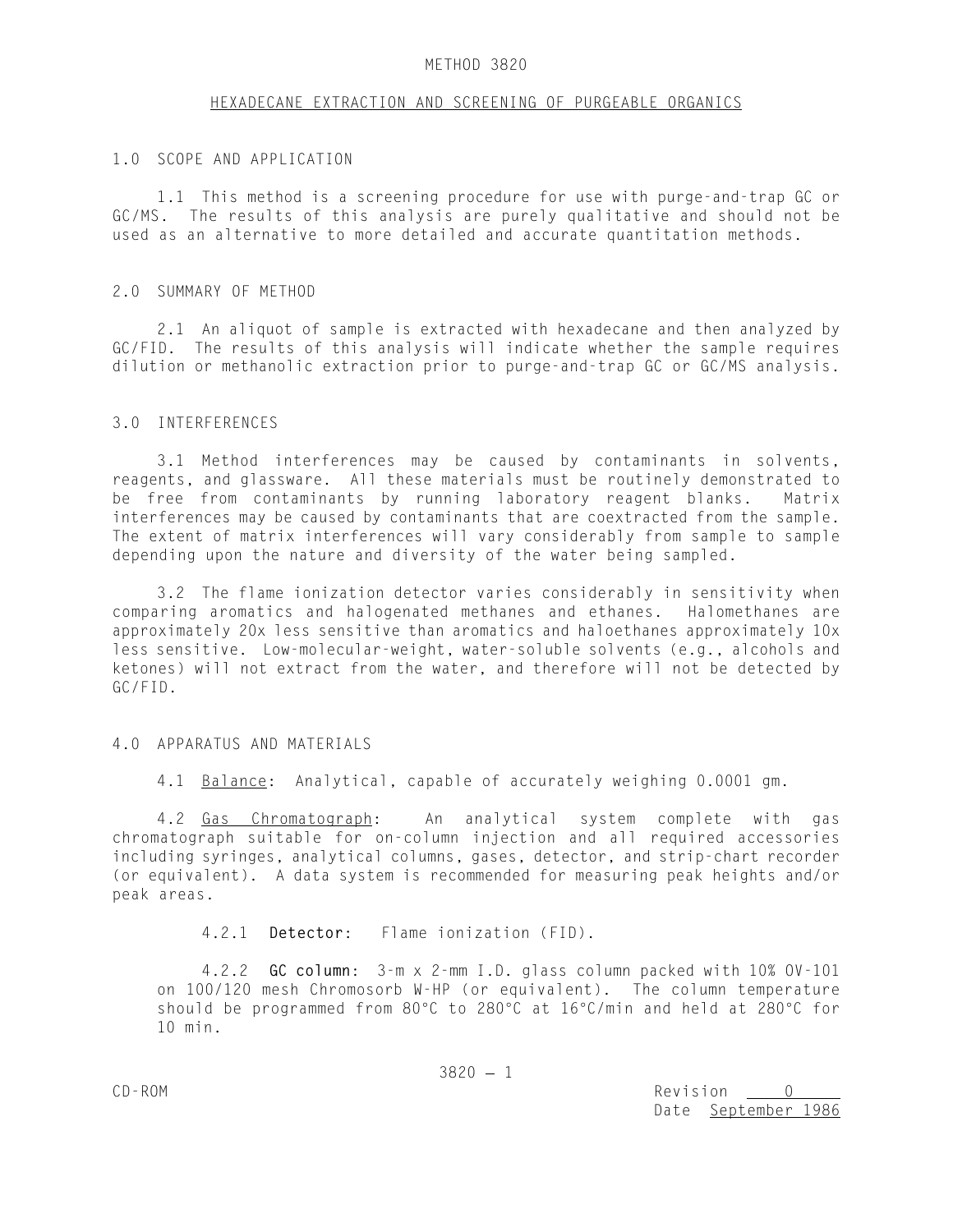# METHOD 3820

## HEXADECANE EXTRACTION AND SCREENING OF PURGEABLE ORGANICS

## 1.0 SCOPE AND APPLICATION

1.1 This method is a screening procedure for use with purge-and-trap GC or GC/MS. The results of this analysis are purely qualitative and should not be used as an alternative to more detailed and accurate quantitation methods.

## 2.0 SUMMARY OF METHOD

2.1 An aliquot of sample is extracted with hexadecane and then analyzed by GC/FID. The results of this analysis will indicate whether the sample requires dilution or methanolic extraction prior to purge-and-trap GC or GC/MS analysis.

## 3.0 INTERFERENCES

3.1 Method interferences may be caused by contaminants in solvents, reagents, and glassware. All these materials must be routinely demonstrated to be free from contaminants by running laboratory reagent blanks. Matrix interferences may be caused by contaminants that are coextracted from the sample. The extent of matrix interferences will vary considerably from sample to sample depending upon the nature and diversity of the water being sampled.

3.2 The flame ionization detector varies considerably in sensitivity when comparing aromatics and halogenated methanes and ethanes. Halomethanes are approximately 20x less sensitive than aromatics and haloethanes approximately 10x less sensitive. Low-molecular-weight, water-soluble solvents (e.g., alcohols and ketones) will not extract from the water, and therefore will not be detected by GC/FID.

## 4.0 APPARATUS AND MATERIALS

4.1 Balance: Analytical, capable of accurately weighing 0.0001 gm.

4.2 Gas Chromatograph: An analytical system complete with gas chromatograph suitable for on-column injection and all required accessories including syringes, analytical columns, gases, detector, and strip-chart recorder (or equivalent). A data system is recommended for measuring peak heights and/or peak areas.

4.2.1 **Detector:** Flame ionization (FID).

4.2.2 **GC column:** 3-m x 2-mm I.D. glass column packed with 10% OV-101 on 100/120 mesh Chromosorb W-HP (or equivalent). The column temperature should be programmed from 80°C to 280°C at 16°C/min and held at 280°C for 10 min.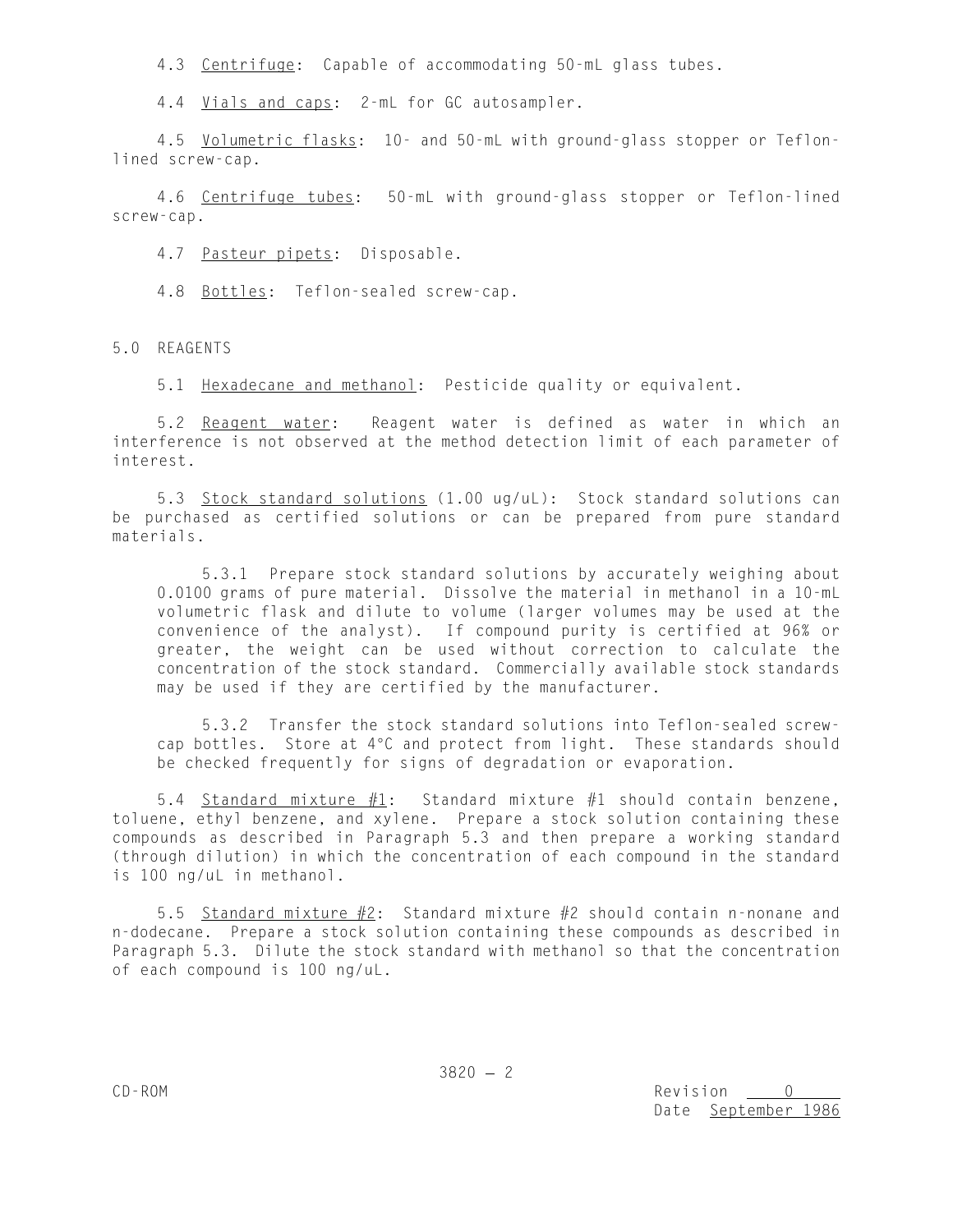4.3 Centrifuge: Capable of accommodating 50-mL glass tubes.

4.4 Vials and caps: 2-mL for GC autosampler.

4.5 Volumetric flasks: 10- and 50-mL with ground-glass stopper or Teflon-lined screw-cap.

4.6 Centrifuge tubes: 50-mL with ground-glass stopper or Teflon-lined screw-cap.

4.7 Pasteur pipets: Disposable.

4.8 Bottles: Teflon-sealed screw-cap.

## 5.0 REAGENTS

5.1 Hexadecane and methanol: Pesticide quality or equivalent.

5.2 Reagent water: Reagent water is defined as water in which an interference is not observed at the method detection limit of each parameter of interest.

5.3 Stock standard solutions (1.00 ug/uL): Stock standard solutions can be purchased as certified solutions or can be prepared from pure standard materials.

5.3.1 Prepare stock standard solutions by accurately weighing about 0.0100 grams of pure material. Dissolve the material in methanol in a 10-mL volumetric flask and dilute to volume (larger volumes may be used at the convenience of the analyst). If compound purity is certified at 96% or greater, the weight can be used without correction to calculate the concentration of the stock standard. Commercially available stock standards may be used if they are certified by the manufacturer.

5.3.2 Transfer the stock standard solutions into Teflon-sealed screw-cap bottles. Store at 4°C and protect from light. These standards should be checked frequently for signs of degradation or evaporation.

5.4 Standard mixture #1: Standard mixture #1 should contain benzene, toluene, ethyl benzene, and xylene. Prepare a stock solution containing these compounds as described in Paragraph 5.3 and then prepare a working standard (through dilution) in which the concentration of each compound in the standard is 100 ng/uL in methanol.

5.5 Standard mixture #2: Standard mixture #2 should contain n-nonane and n-dodecane. Prepare a stock solution containing these compounds as described in Paragraph 5.3. Dilute the stock standard with methanol so that the concentration of each compound is 100 ng/uL.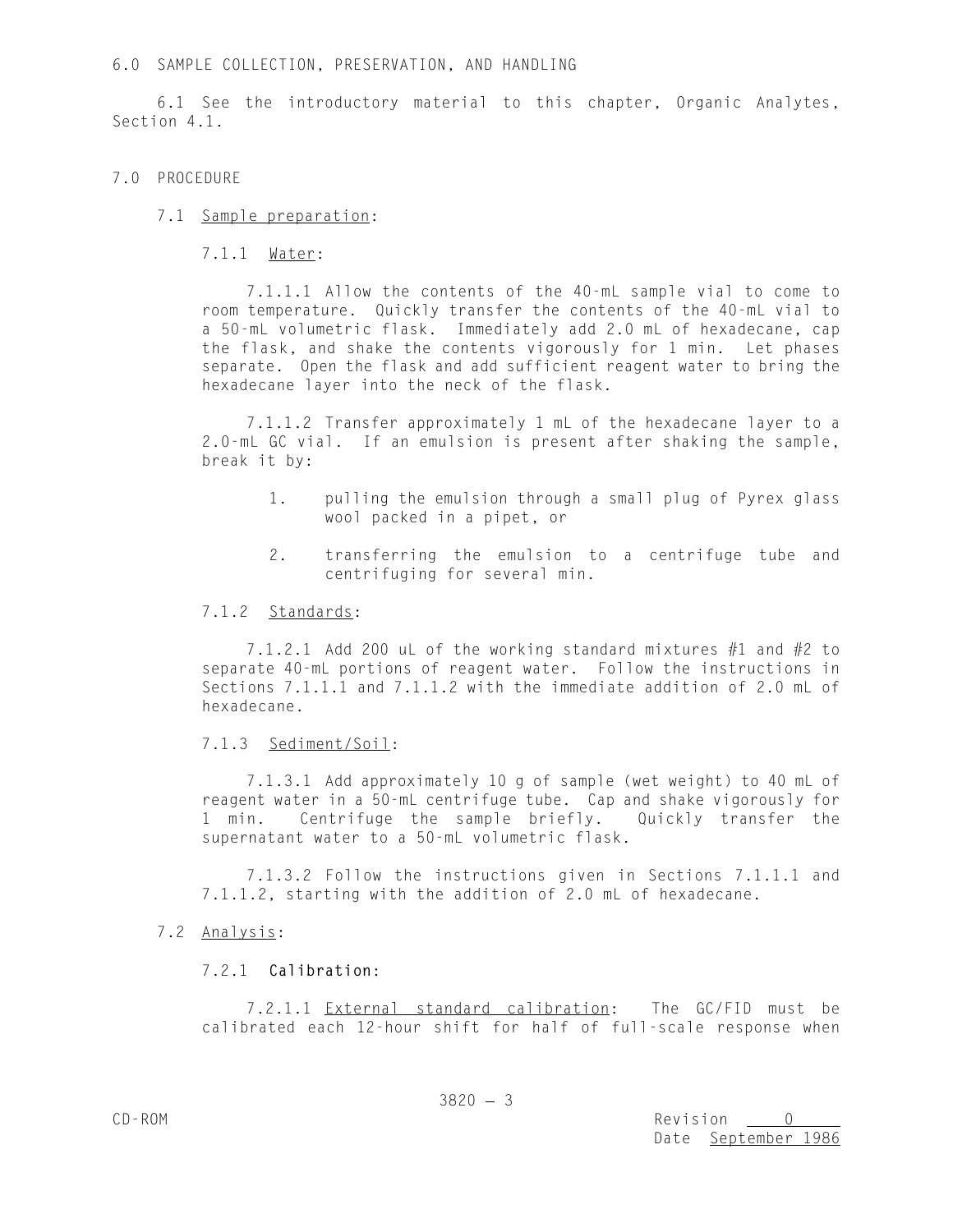## 6.0 SAMPLE COLLECTION, PRESERVATION, AND HANDLING

6.1 See the introductory material to this chapter, Organic Analytes, Section 4.1.

## 7.0 PROCEDURE

7.1 Sample preparation:

7.1.1 Water:

7.1.1.1 Allow the contents of the 40-mL sample vial to come to room temperature. Quickly transfer the contents of the 40-mL vial to a 50-mL volumetric flask. Immediately add 2.0 mL of hexadecane, cap the flask, and shake the contents vigorously for 1 min. Let phases separate. Open the flask and add sufficient reagent water to bring the hexadecane layer into the neck of the flask.

7.1.1.2 Transfer approximately 1 mL of the hexadecane layer to a 2.0-mL GC vial. If an emulsion is present after shaking the sample, break it by:

1. pulling the emulsion through a small plug of Pyrex glass wool packed in a pipet, or
2. transferring the emulsion to a centrifuge tube and centrifuging for several min.

7.1.2 Standards:

7.1.2.1 Add 200 uL of the working standard mixtures #1 and #2 to separate 40-mL portions of reagent water. Follow the instructions in Sections 7.1.1.1 and 7.1.1.2 with the immediate addition of 2.0 mL of hexadecane.

7.1.3 Sediment/Soil:

7.1.3.1 Add approximately 10 g of sample (wet weight) to 40 mL of reagent water in a 50-mL centrifuge tube. Cap and shake vigorously for 1 min. Centrifuge the sample briefly. Quickly transfer the supernatant water to a 50-mL volumetric flask.

7.1.3.2 Follow the instructions given in Sections 7.1.1.1 and 7.1.1.2, starting with the addition of 2.0 mL of hexadecane.

7.2 Analysis:

7.2.1 **Calibration**:

7.2.1.1 External standard calibration: The GC/FID must be calibrated each 12-hour shift for half of full-scale response when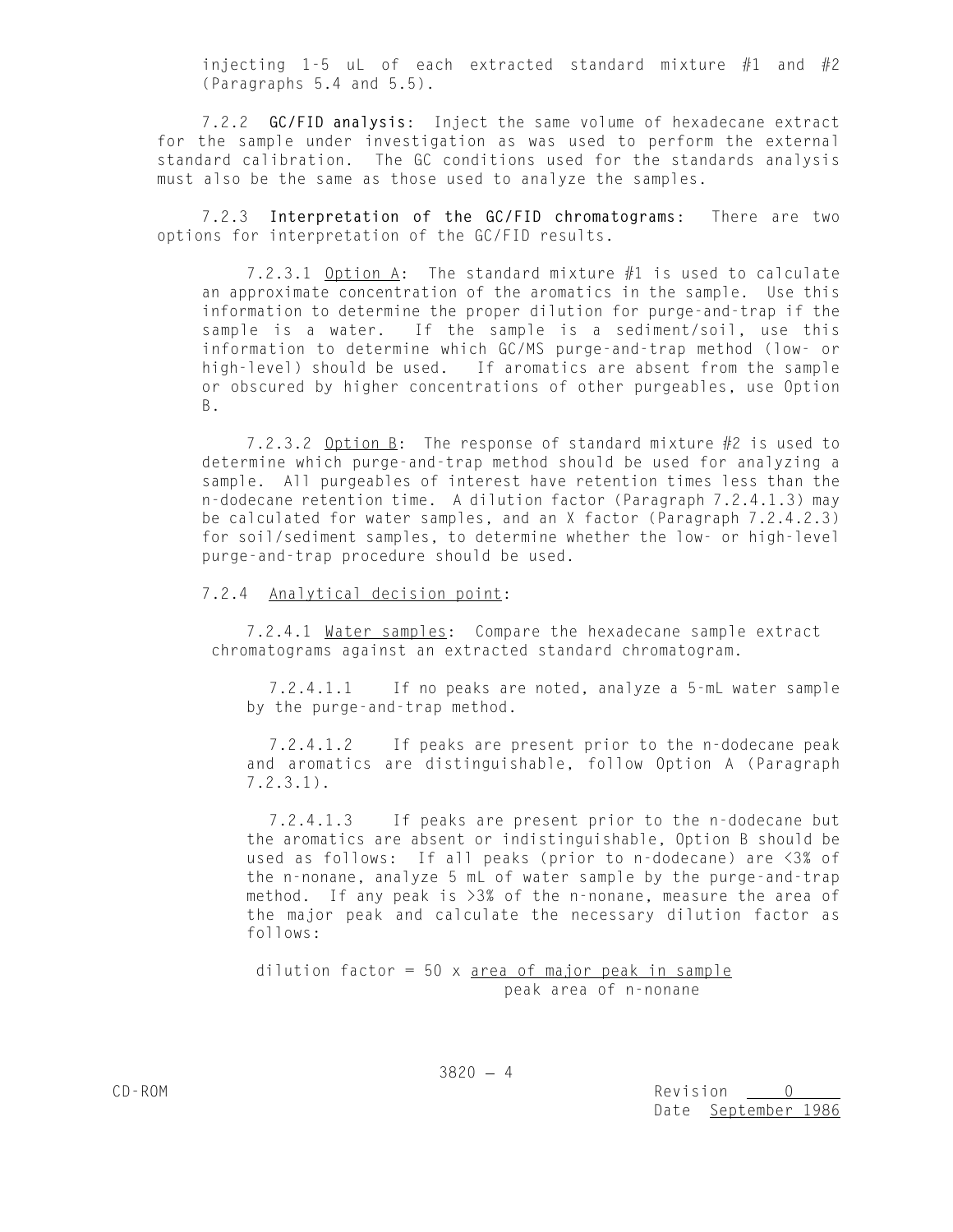injecting 1-5 uL of each extracted standard mixture #1 and #2 (Paragraphs 5.4 and 5.5).

7.2.2 **GC/FID analysis:** Inject the same volume of hexadecane extract for the sample under investigation as was used to perform the external standard calibration. The GC conditions used for the standards analysis must also be the same as those used to analyze the samples.

7.2.3 **Interpretation of the GC/FID chromatograms:** There are two options for interpretation of the GC/FID results.

7.2.3.1 Option A: The standard mixture #1 is used to calculate an approximate concentration of the aromatics in the sample. Use this information to determine the proper dilution for purge-and-trap if the sample is a water. If the sample is a sediment/soil, use this information to determine which GC/MS purge-and-trap method (low- or high-level) should be used. If aromatics are absent from the sample or obscured by higher concentrations of other purgeables, use Option B.

7.2.3.2 Option B: The response of standard mixture #2 is used to determine which purge-and-trap method should be used for analyzing a sample. All purgeables of interest have retention times less than the n-dodecane retention time. A dilution factor (Paragraph 7.2.4.1.3) may be calculated for water samples, and an X factor (Paragraph 7.2.4.2.3) for soil/sediment samples, to determine whether the low- or high-level purge-and-trap procedure should be used.

7.2.4 Analytical decision point:

7.2.4.1 Water samples: Compare the hexadecane sample extract chromatograms against an extracted standard chromatogram.

7.2.4.1.1 If no peaks are noted, analyze a 5-mL water sample by the purge-and-trap method.

7.2.4.1.2 If peaks are present prior to the n-dodecane peak and aromatics are distinguishable, follow Option A (Paragraph 7.2.3.1).

7.2.4.1.3 If peaks are present prior to the n-dodecane but the aromatics are absent or indistinguishable, Option B should be used as follows: If all peaks (prior to n-dodecane) are <3% of the n-nonane, analyze 5 mL of water sample by the purge-and-trap method. If any peak is >3% of the n-nonane, measure the area of the major peak and calculate the necessary dilution factor as follows:

$$\text{dilution factor} = 50 \times \frac{\text{area of major peak in sample}}{\text{peak area of n-nonane}}$$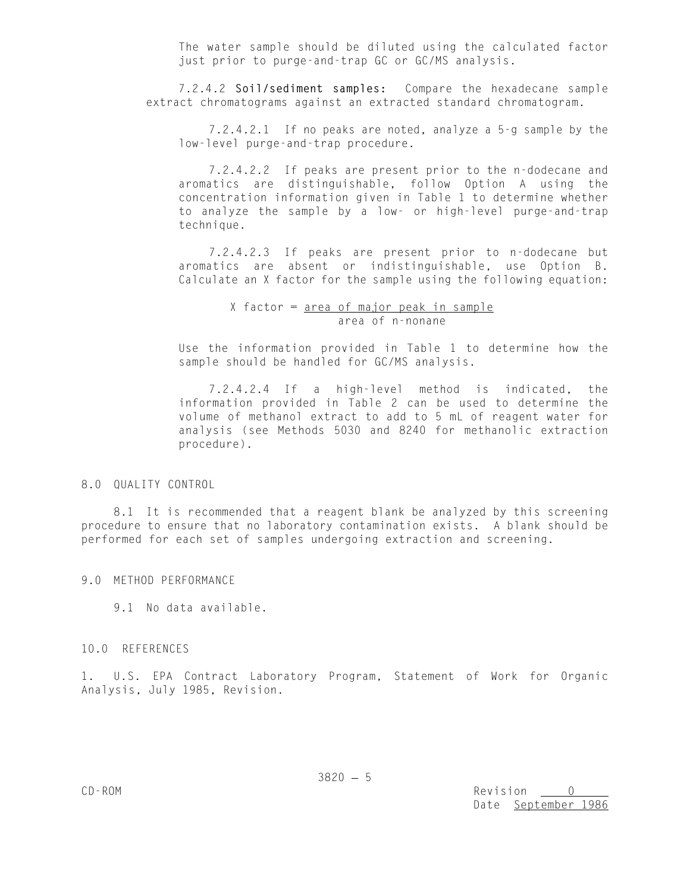The water sample should be diluted using the calculated factor just prior to purge-and-trap GC or GC/MS analysis.

7.2.4.2 **Soil/sediment samples:** Compare the hexadecane sample extract chromatograms against an extracted standard chromatogram.

7.2.4.2.1 If no peaks are noted, analyze a 5-g sample by the low-level purge-and-trap procedure.

7.2.4.2.2 If peaks are present prior to the n-dodecane and aromatics are distinguishable, follow Option A using the concentration information given in Table 1 to determine whether to analyze the sample by a low- or high-level purge-and-trap technique.

7.2.4.2.3 If peaks are present prior to n-dodecane but aromatics are absent or indistinguishable, use Option B. Calculate an X factor for the sample using the following equation:

$$\text{X factor} = \frac{\text{area of major peak in sample}}{\text{area of n-nonane}}$$

Use the information provided in Table 1 to determine how the sample should be handled for GC/MS analysis.

7.2.4.2.4 If a high-level method is indicated, the information provided in Table 2 can be used to determine the volume of methanol extract to add to 5 mL of reagent water for analysis (see Methods 5030 and 8240 for methanolic extraction procedure).

## 8.0 QUALITY CONTROL

8.1 It is recommended that a reagent blank be analyzed by this screening procedure to ensure that no laboratory contamination exists. A blank should be performed for each set of samples undergoing extraction and screening.

## 9.0 METHOD PERFORMANCE

9.1 No data available.

## 10.0 REFERENCES

1. U.S. EPA Contract Laboratory Program, Statement of Work for Organic Analysis, July 1985, Revision.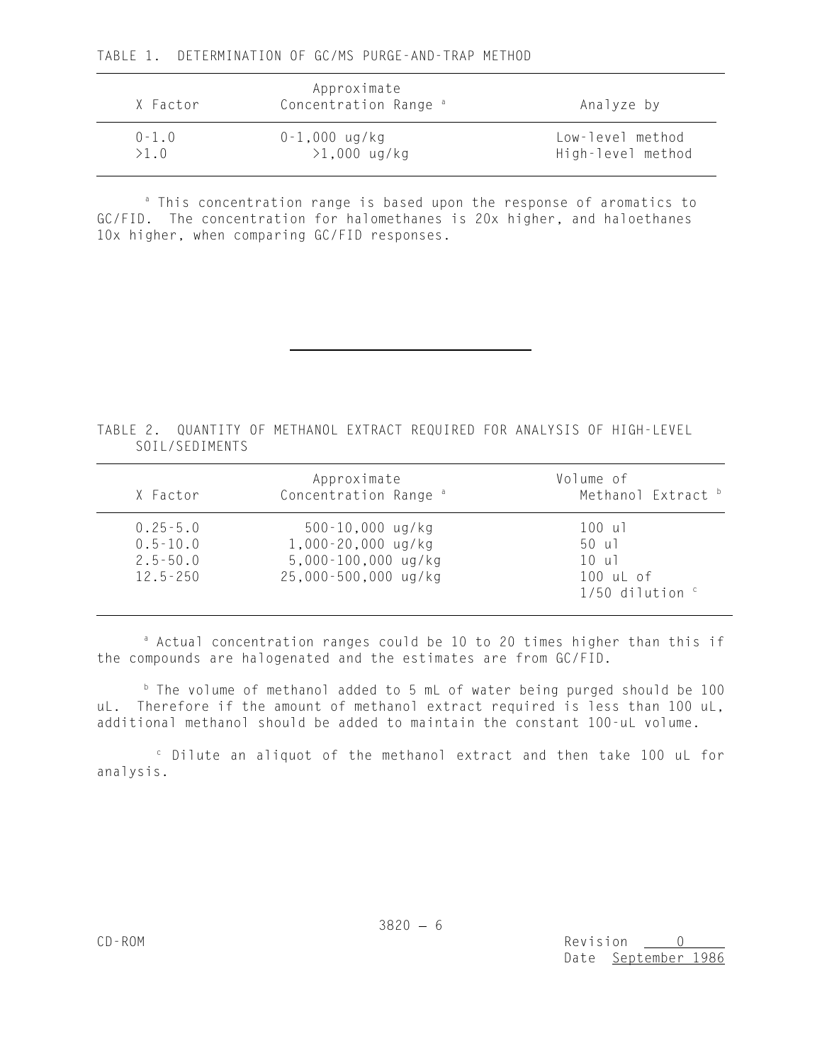TABLE 1. DETERMINATION OF GC/MS PURGE-AND-TRAP METHOD

| X Factor | Approximate Concentration Range [a] | Analyze by |
|---|---|---|
| 0-1.0 | 0-1,000 ug/kg | Low-level method |
| >1.0 | >1,000 ug/kg | High-level method |

[a] This concentration range is based upon the response of aromatics to GC/FID. The concentration for halomethanes is 20x higher, and haloethanes 10x higher, when comparing GC/FID responses.

---

TABLE 2. QUANTITY OF METHANOL EXTRACT REQUIRED FOR ANALYSIS OF HIGH-LEVEL SOIL/SEDIMENTS

| X Factor | Approximate Concentration Range [a] | Volume of Methanol Extract [b] |
|---|---|---|
| 0.25-5.0 | 500-10,000 ug/kg | 100 ul |
| 0.5-10.0 | 1,000-20,000 ug/kg | 50 ul |
| 2.5-50.0 | 5,000-100,000 ug/kg | 10 ul |
| 12.5-250 | 25,000-500,000 ug/kg | 100 uL of 1/50 dilution [c] |

[a] Actual concentration ranges could be 10 to 20 times higher than this if the compounds are halogenated and the estimates are from GC/FID.

[b] The volume of methanol added to 5 mL of water being purged should be 100 uL. Therefore if the amount of methanol extract required is less than 100 uL, additional methanol should be added to maintain the constant 100-uL volume.

[c] Dilute an aliquot of the methanol extract and then take 100 uL for analysis.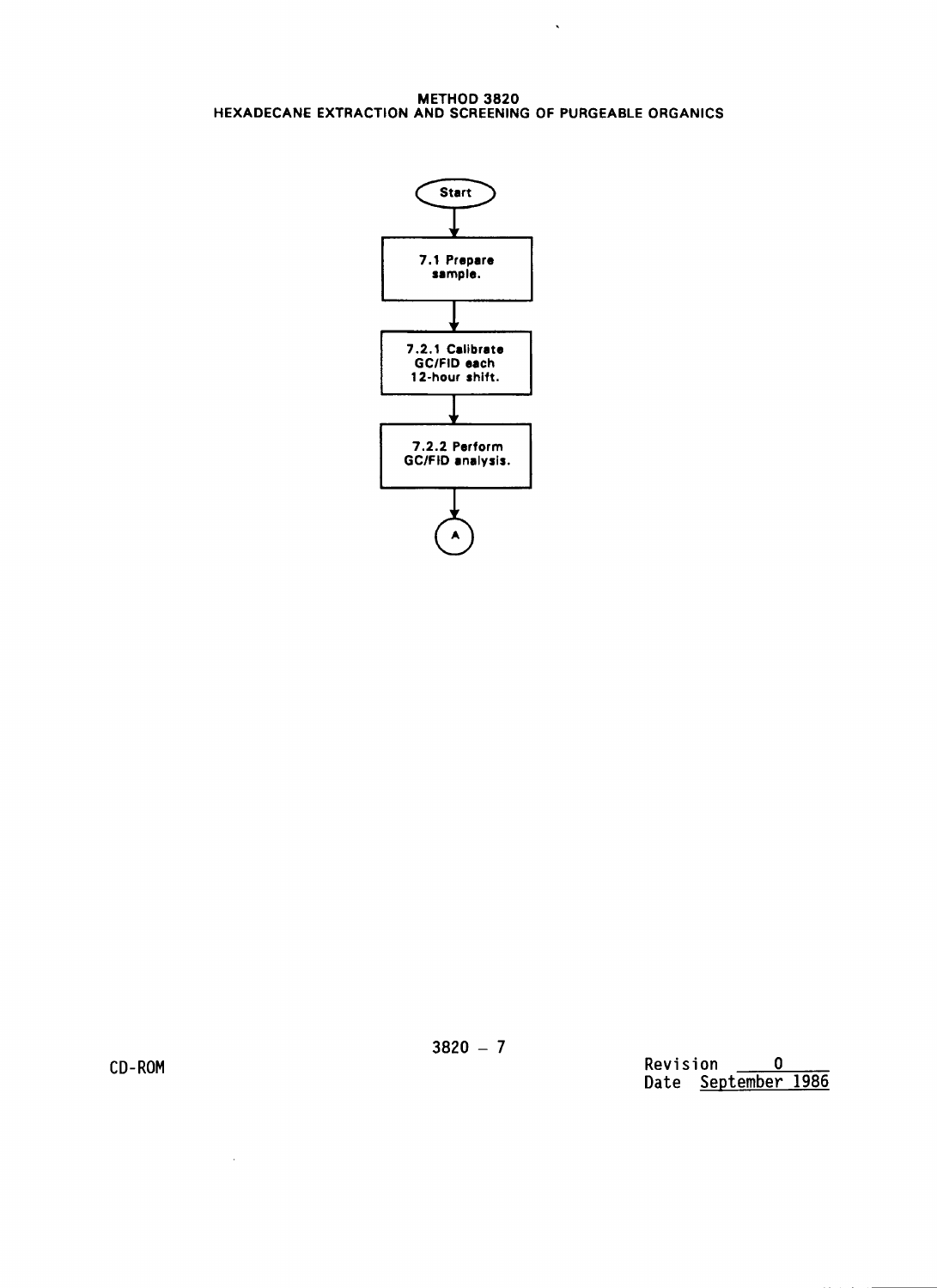# METHOD 3820
## HEXADECANE EXTRACTION AND SCREENING OF PURGEABLE ORGANICS

Start

7.1 Prepare sample.

7.2.1 Calibrate GC/FID each 12-hour shift.

7.2.2 Perform GC/FID analysis.

A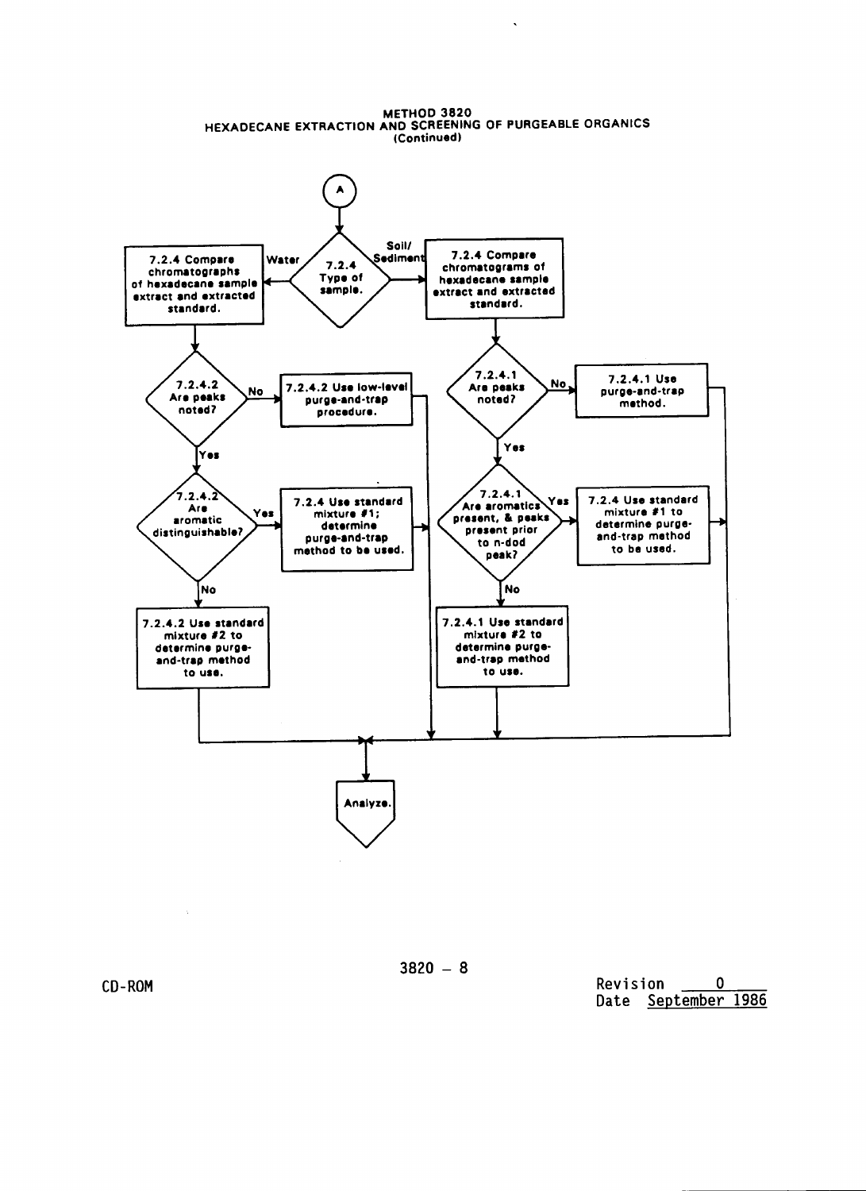METHOD 3820
HEXADECANE EXTRACTION AND SCREENING OF PURGEABLE ORGANICS
(Continued)

A

7.2.4 Type of sample.

Water

7.2.4 Compare chromatographs of hexadecane sample extract and extracted standard.

7.2.4.2 Are peaks noted?

No

7.2.4.2 Use low-level purge-and-trap procedure.

Yes

7.2.4.2 Are aromatic distinguishable?

Yes

7.2.4 Use standard mixture #1; determine purge-and-trap method to be used.

No

7.2.4.2 Use standard mixture #2 to determine purge-and-trap method to use.

Soil/ Sediment

7.2.4 Compare chromatograms of hexadecane sample extract and extracted standard.

7.2.4.1 Are peaks noted?

No

7.2.4.1 Use purge-and-trap method.

Yes

7.2.4.1 Are aromatics present, & peaks present prior to n-dod peak?

Yes

7.2.4 Use standard mixture #1 to determine purge-and-trap method to be used.

No

7.2.4.1 Use standard mixture #2 to determine purge-and-trap method to use.

Analyze.